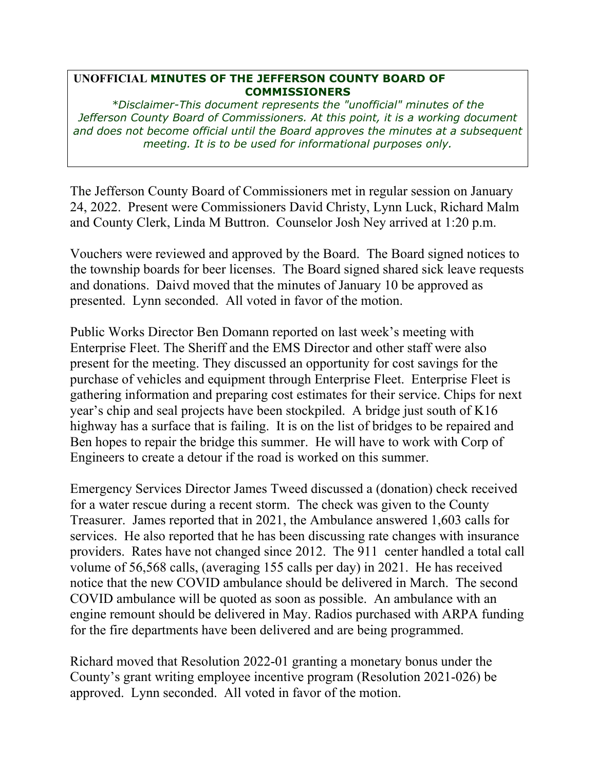**UNOFFICIAL MINUTES OF THE JEFFERSON COUNTY BOARD OF COMMISSIONERS**

*\*Disclaimer-This document represents the "unofficial" minutes of the Jefferson County Board of Commissioners. At this point, it is a working document and does not become official until the Board approves the minutes at a subsequent meeting. It is to be used for informational purposes only.*

The Jefferson County Board of Commissioners met in regular session on January 24, 2022. Present were Commissioners David Christy, Lynn Luck, Richard Malm and County Clerk, Linda M Buttron. Counselor Josh Ney arrived at 1:20 p.m.

Vouchers were reviewed and approved by the Board. The Board signed notices to the township boards for beer licenses. The Board signed shared sick leave requests and donations. Daivd moved that the minutes of January 10 be approved as presented. Lynn seconded. All voted in favor of the motion.

Public Works Director Ben Domann reported on last week's meeting with Enterprise Fleet. The Sheriff and the EMS Director and other staff were also present for the meeting. They discussed an opportunity for cost savings for the purchase of vehicles and equipment through Enterprise Fleet. Enterprise Fleet is gathering information and preparing cost estimates for their service. Chips for next year's chip and seal projects have been stockpiled. A bridge just south of K16 highway has a surface that is failing. It is on the list of bridges to be repaired and Ben hopes to repair the bridge this summer. He will have to work with Corp of Engineers to create a detour if the road is worked on this summer.

Emergency Services Director James Tweed discussed a (donation) check received for a water rescue during a recent storm. The check was given to the County Treasurer. James reported that in 2021, the Ambulance answered 1,603 calls for services. He also reported that he has been discussing rate changes with insurance providers. Rates have not changed since 2012. The 911 center handled a total call volume of 56,568 calls, (averaging 155 calls per day) in 2021. He has received notice that the new COVID ambulance should be delivered in March. The second COVID ambulance will be quoted as soon as possible. An ambulance with an engine remount should be delivered in May. Radios purchased with ARPA funding for the fire departments have been delivered and are being programmed.

Richard moved that Resolution 2022-01 granting a monetary bonus under the County's grant writing employee incentive program (Resolution 2021-026) be approved. Lynn seconded. All voted in favor of the motion.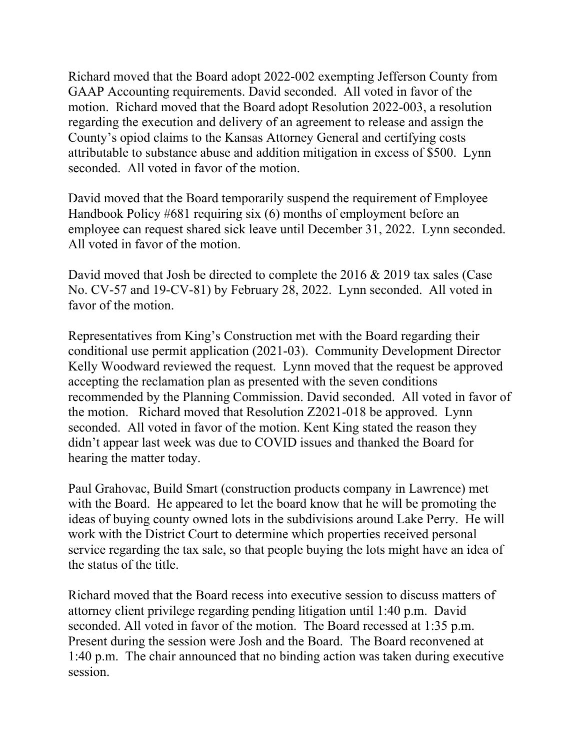Richard moved that the Board adopt 2022-002 exempting Jefferson County from GAAP Accounting requirements. David seconded. All voted in favor of the motion. Richard moved that the Board adopt Resolution 2022-003, a resolution regarding the execution and delivery of an agreement to release and assign the County's opiod claims to the Kansas Attorney General and certifying costs attributable to substance abuse and addition mitigation in excess of $500. Lynn seconded. All voted in favor of the motion.

David moved that the Board temporarily suspend the requirement of Employee Handbook Policy #681 requiring six (6) months of employment before an employee can request shared sick leave until December 31, 2022. Lynn seconded. All voted in favor of the motion.

David moved that Josh be directed to complete the 2016 & 2019 tax sales (Case No. CV-57 and 19-CV-81) by February 28, 2022. Lynn seconded. All voted in favor of the motion.

Representatives from King's Construction met with the Board regarding their conditional use permit application (2021-03). Community Development Director Kelly Woodward reviewed the request. Lynn moved that the request be approved accepting the reclamation plan as presented with the seven conditions recommended by the Planning Commission. David seconded. All voted in favor of the motion. Richard moved that Resolution Z2021-018 be approved. Lynn seconded. All voted in favor of the motion. Kent King stated the reason they didn't appear last week was due to COVID issues and thanked the Board for hearing the matter today.

Paul Grahovac, Build Smart (construction products company in Lawrence) met with the Board. He appeared to let the board know that he will be promoting the ideas of buying county owned lots in the subdivisions around Lake Perry. He will work with the District Court to determine which properties received personal service regarding the tax sale, so that people buying the lots might have an idea of the status of the title.

Richard moved that the Board recess into executive session to discuss matters of attorney client privilege regarding pending litigation until 1:40 p.m. David seconded. All voted in favor of the motion. The Board recessed at 1:35 p.m. Present during the session were Josh and the Board. The Board reconvened at 1:40 p.m. The chair announced that no binding action was taken during executive session.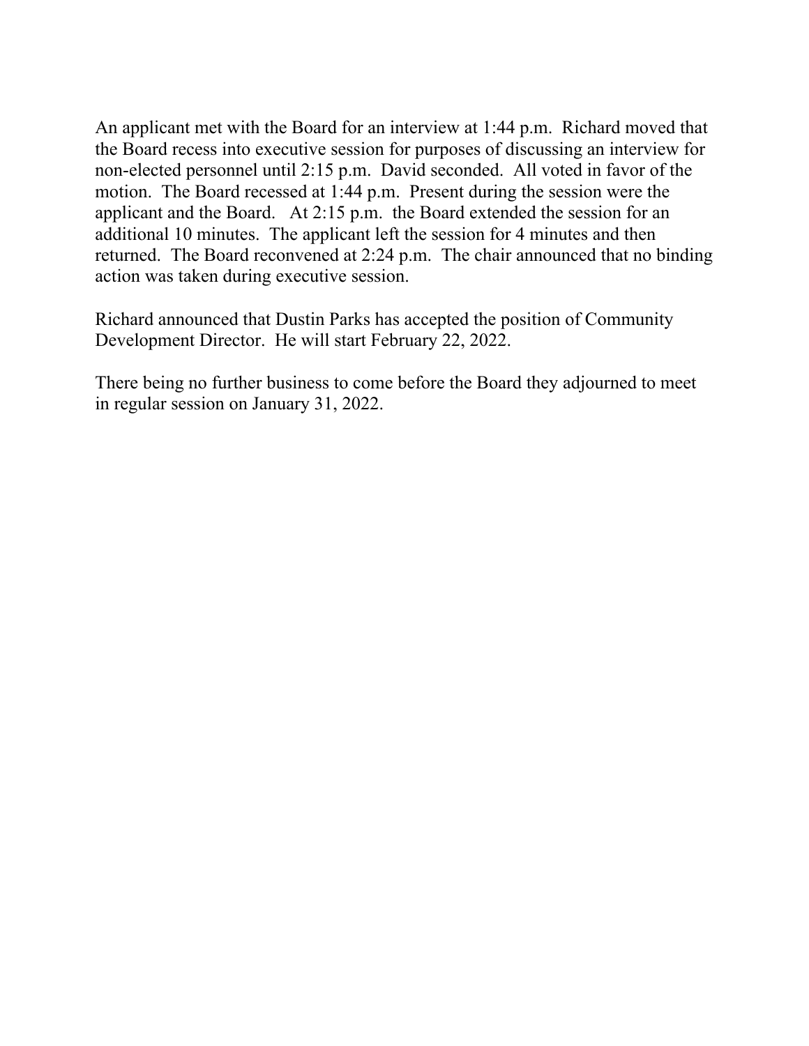An applicant met with the Board for an interview at 1:44 p.m. Richard moved that the Board recess into executive session for purposes of discussing an interview for non-elected personnel until 2:15 p.m. David seconded. All voted in favor of the motion. The Board recessed at 1:44 p.m. Present during the session were the applicant and the Board. At 2:15 p.m. the Board extended the session for an additional 10 minutes. The applicant left the session for 4 minutes and then returned. The Board reconvened at 2:24 p.m. The chair announced that no binding action was taken during executive session.

Richard announced that Dustin Parks has accepted the position of Community Development Director. He will start February 22, 2022.

There being no further business to come before the Board they adjourned to meet in regular session on January 31, 2022.